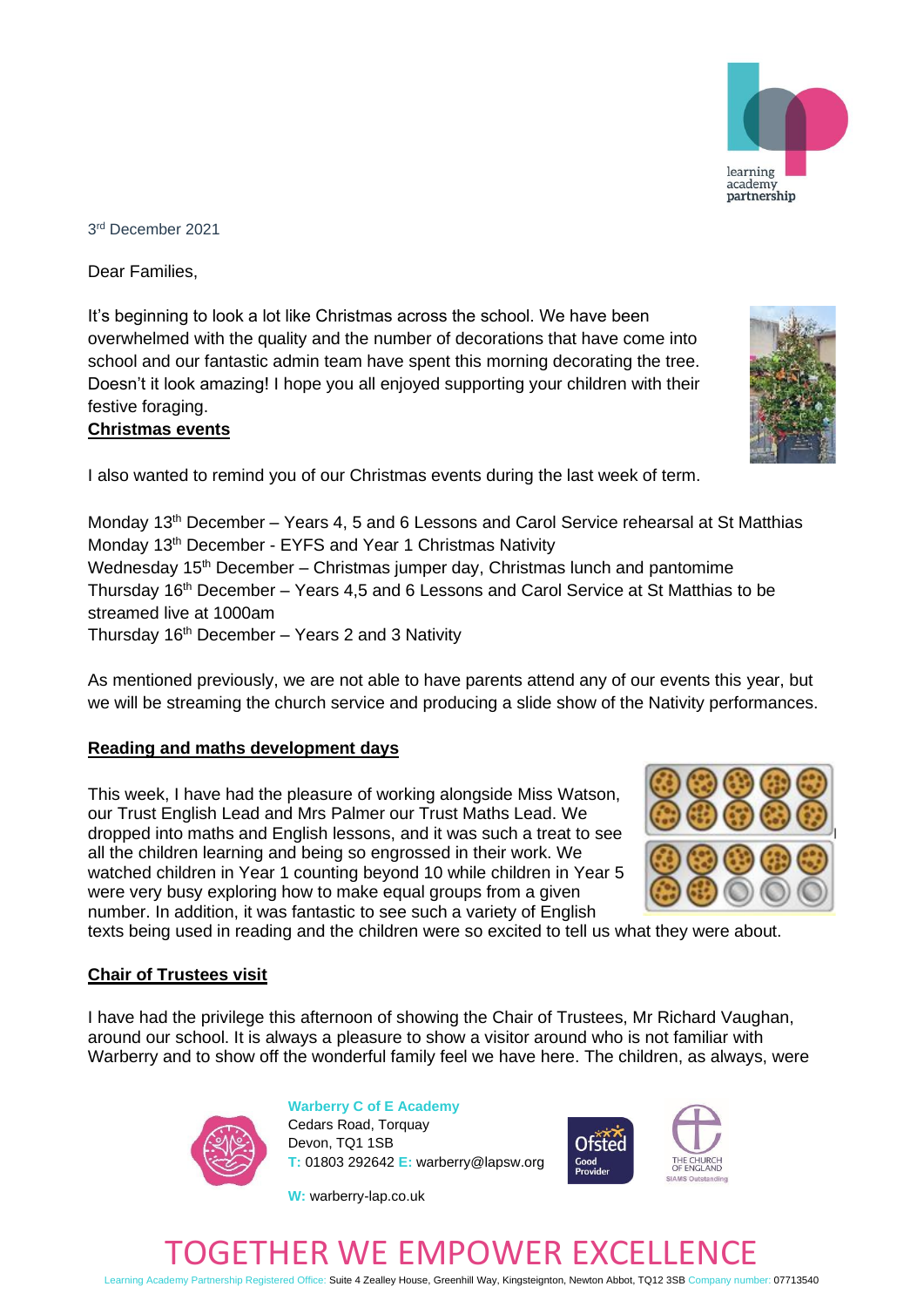3rd December 2021

Dear Families,

It's beginning to look a lot like Christmas across the school. We have been overwhelmed with the quality and the number of decorations that have come into school and our fantastic admin team have spent this morning decorating the tree. Doesn't it look amazing! I hope you all enjoyed supporting your children with their festive foraging.

## Christmas events

I also wanted to remind you of our Christmas events during the last week of term.

Monday 13th December – Years 4, 5 and 6 Lessons and Carol Service rehearsal at St Matthias
Monday 13th December - EYFS and Year 1 Christmas Nativity
Wednesday 15th December – Christmas jumper day, Christmas lunch and pantomime
Thursday 16th December – Years 4,5 and 6 Lessons and Carol Service at St Matthias to be streamed live at 1000am
Thursday 16th December – Years 2 and 3 Nativity

As mentioned previously, we are not able to have parents attend any of our events this year, but we will be streaming the church service and producing a slide show of the Nativity performances.

## Reading and maths development days

This week, I have had the pleasure of working alongside Miss Watson, our Trust English Lead and Mrs Palmer our Trust Maths Lead. We dropped into maths and English lessons, and it was such a treat to see all the children learning and being so engrossed in their work. We watched children in Year 1 counting beyond 10 while children in Year 5 were very busy exploring how to make equal groups from a given number. In addition, it was fantastic to see such a variety of English texts being used in reading and the children were so excited to tell us what they were about.

## Chair of Trustees visit

I have had the privilege this afternoon of showing the Chair of Trustees, Mr Richard Vaughan, around our school. It is always a pleasure to show a visitor around who is not familiar with Warberry and to show off the wonderful family feel we have here. The children, as always, were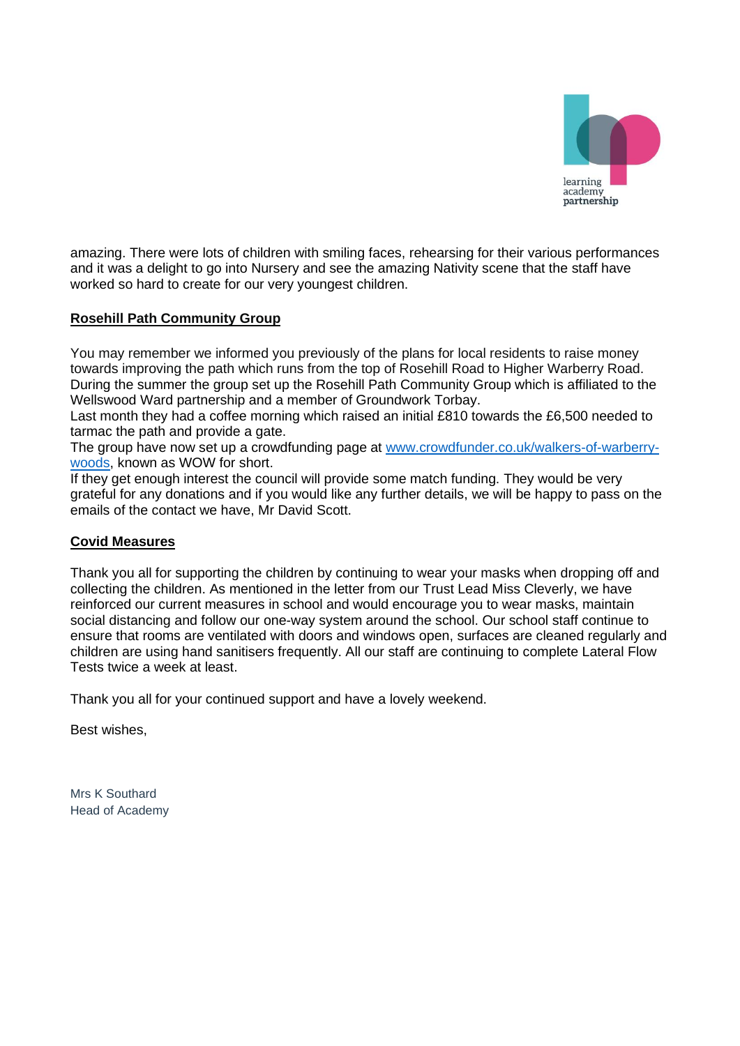amazing. There were lots of children with smiling faces, rehearsing for their various performances and it was a delight to go into Nursery and see the amazing Nativity scene that the staff have worked so hard to create for our very youngest children.

## **Rosehill Path Community Group**

You may remember we informed you previously of the plans for local residents to raise money towards improving the path which runs from the top of Rosehill Road to Higher Warberry Road. During the summer the group set up the Rosehill Path Community Group which is affiliated to the Wellswood Ward partnership and a member of Groundwork Torbay.

Last month they had a coffee morning which raised an initial £810 towards the £6,500 needed to tarmac the path and provide a gate.

The group have now set up a crowdfunding page at [www.crowdfunder.co.uk/walkers-of-warberry-woods](www.crowdfunder.co.uk/walkers-of-warberry-woods), known as WOW for short.

If they get enough interest the council will provide some match funding. They would be very grateful for any donations and if you would like any further details, we will be happy to pass on the emails of the contact we have, Mr David Scott.

## **Covid Measures**

Thank you all for supporting the children by continuing to wear your masks when dropping off and collecting the children. As mentioned in the letter from our Trust Lead Miss Cleverly, we have reinforced our current measures in school and would encourage you to wear masks, maintain social distancing and follow our one-way system around the school. Our school staff continue to ensure that rooms are ventilated with doors and windows open, surfaces are cleaned regularly and children are using hand sanitisers frequently. All our staff are continuing to complete Lateral Flow Tests twice a week at least.

Thank you all for your continued support and have a lovely weekend.

Best wishes,

Mrs K Southard
Head of Academy